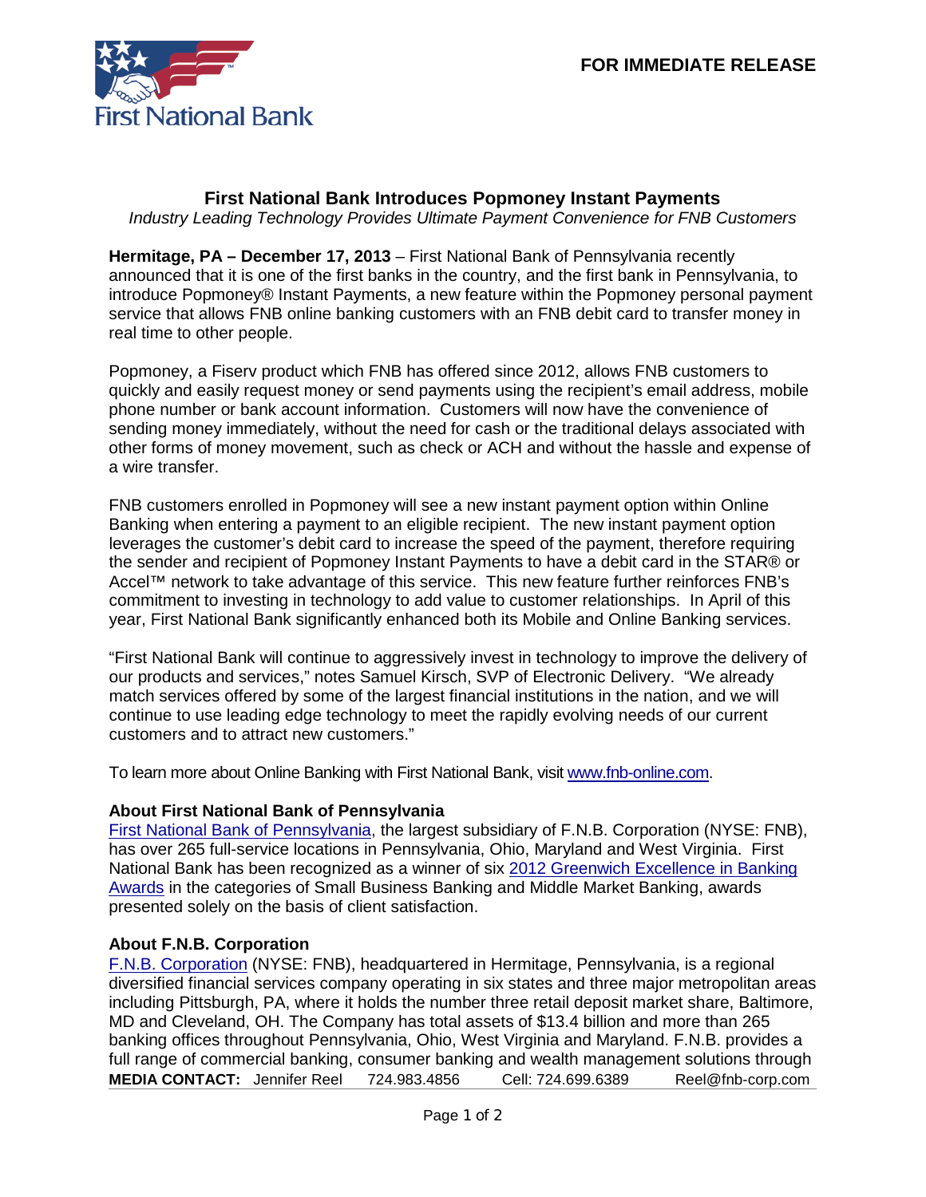**FOR IMMEDIATE RELEASE**

First National Bank

# First National Bank Introduces Popmoney Instant Payments

*Industry Leading Technology Provides Ultimate Payment Convenience for FNB Customers*

**Hermitage, PA – December 17, 2013** – First National Bank of Pennsylvania recently announced that it is one of the first banks in the country, and the first bank in Pennsylvania, to introduce Popmoney® Instant Payments, a new feature within the Popmoney personal payment service that allows FNB online banking customers with an FNB debit card to transfer money in real time to other people.

Popmoney, a Fiserv product which FNB has offered since 2012, allows FNB customers to quickly and easily request money or send payments using the recipient's email address, mobile phone number or bank account information. Customers will now have the convenience of sending money immediately, without the need for cash or the traditional delays associated with other forms of money movement, such as check or ACH and without the hassle and expense of a wire transfer.

FNB customers enrolled in Popmoney will see a new instant payment option within Online Banking when entering a payment to an eligible recipient. The new instant payment option leverages the customer's debit card to increase the speed of the payment, therefore requiring the sender and recipient of Popmoney Instant Payments to have a debit card in the STAR® or Accel™ network to take advantage of this service. This new feature further reinforces FNB's commitment to investing in technology to add value to customer relationships. In April of this year, First National Bank significantly enhanced both its Mobile and Online Banking services.

"First National Bank will continue to aggressively invest in technology to improve the delivery of our products and services," notes Samuel Kirsch, SVP of Electronic Delivery. "We already match services offered by some of the largest financial institutions in the nation, and we will continue to use leading edge technology to meet the rapidly evolving needs of our current customers and to attract new customers."

To learn more about Online Banking with First National Bank, visit www.fnb-online.com.

### About First National Bank of Pennsylvania

First National Bank of Pennsylvania, the largest subsidiary of F.N.B. Corporation (NYSE: FNB), has over 265 full-service locations in Pennsylvania, Ohio, Maryland and West Virginia. First National Bank has been recognized as a winner of six 2012 Greenwich Excellence in Banking Awards in the categories of Small Business Banking and Middle Market Banking, awards presented solely on the basis of client satisfaction.

### About F.N.B. Corporation

F.N.B. Corporation (NYSE: FNB), headquartered in Hermitage, Pennsylvania, is a regional diversified financial services company operating in six states and three major metropolitan areas including Pittsburgh, PA, where it holds the number three retail deposit market share, Baltimore, MD and Cleveland, OH. The Company has total assets of $13.4 billion and more than 265 banking offices throughout Pennsylvania, Ohio, West Virginia and Maryland. F.N.B. provides a full range of commercial banking, consumer banking and wealth management solutions through

**MEDIA CONTACT:** Jennifer Reel 724.983.4856 Cell: 724.699.6389 Reel@fnb-corp.com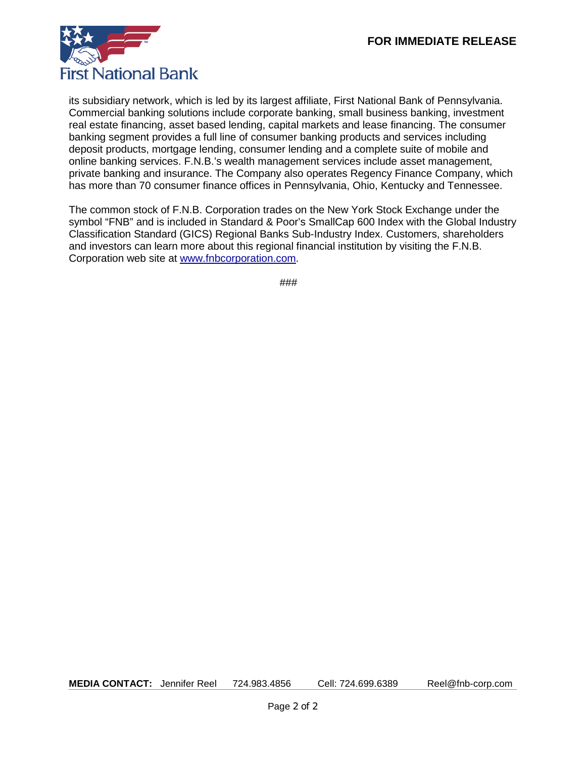its subsidiary network, which is led by its largest affiliate, First National Bank of Pennsylvania. Commercial banking solutions include corporate banking, small business banking, investment real estate financing, asset based lending, capital markets and lease financing. The consumer banking segment provides a full line of consumer banking products and services including deposit products, mortgage lending, consumer lending and a complete suite of mobile and online banking services. F.N.B.'s wealth management services include asset management, private banking and insurance. The Company also operates Regency Finance Company, which has more than 70 consumer finance offices in Pennsylvania, Ohio, Kentucky and Tennessee.

The common stock of F.N.B. Corporation trades on the New York Stock Exchange under the symbol "FNB" and is included in Standard & Poor's SmallCap 600 Index with the Global Industry Classification Standard (GICS) Regional Banks Sub-Industry Index. Customers, shareholders and investors can learn more about this regional financial institution by visiting the F.N.B. Corporation web site at www.fnbcorporation.com.

###

**MEDIA CONTACT:** Jennifer Reel 724.983.4856 Cell: 724.699.6389 Reel@fnb-corp.com